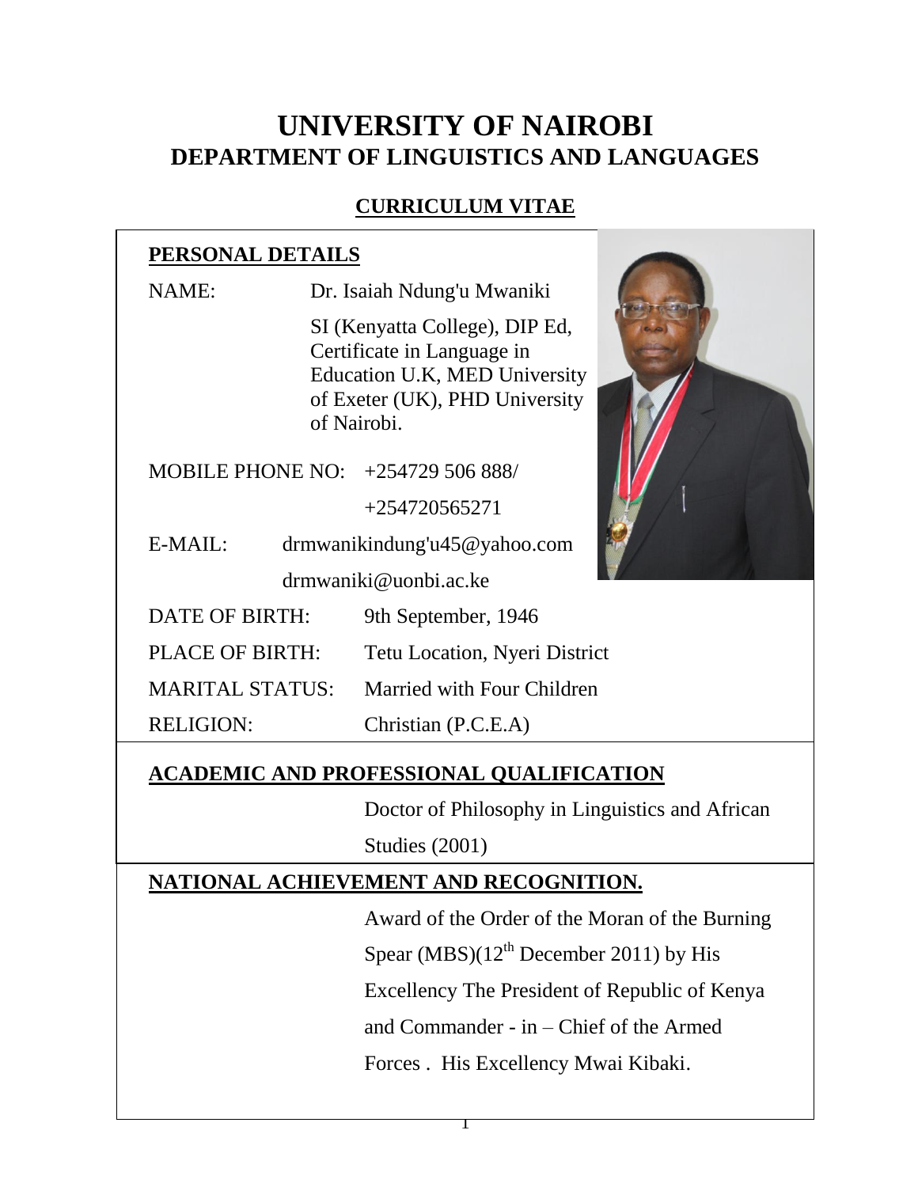# UNIVERSITY OF NAIROBI
## DEPARTMENT OF LINGUISTICS AND LANGUAGES

### CURRICULUM VITAE

**PERSONAL DETAILS**

NAME: Dr. Isaiah Ndung'u Mwaniki

SI (Kenyatta College), DIP Ed, Certificate in Language in Education U.K, MED University of Exeter (UK), PHD University of Nairobi.

MOBILE PHONE NO: +254729 506 888/ +254720565271

E-MAIL: drmwanikindung'u45@yahoo.com  
drmwaniki@uonbi.ac.ke

DATE OF BIRTH: 9th September, 1946

PLACE OF BIRTH: Tetu Location, Nyeri District

MARITAL STATUS: Married with Four Children

RELIGION: Christian (P.C.E.A)

**ACADEMIC AND PROFESSIONAL QUALIFICATION**

Doctor of Philosophy in Linguistics and African Studies (2001)

**NATIONAL ACHIEVEMENT AND RECOGNITION.**

Award of the Order of the Moran of the Burning Spear (MBS)(12th December 2011) by His Excellency The President of Republic of Kenya and Commander - in – Chief of the Armed Forces . His Excellency Mwai Kibaki.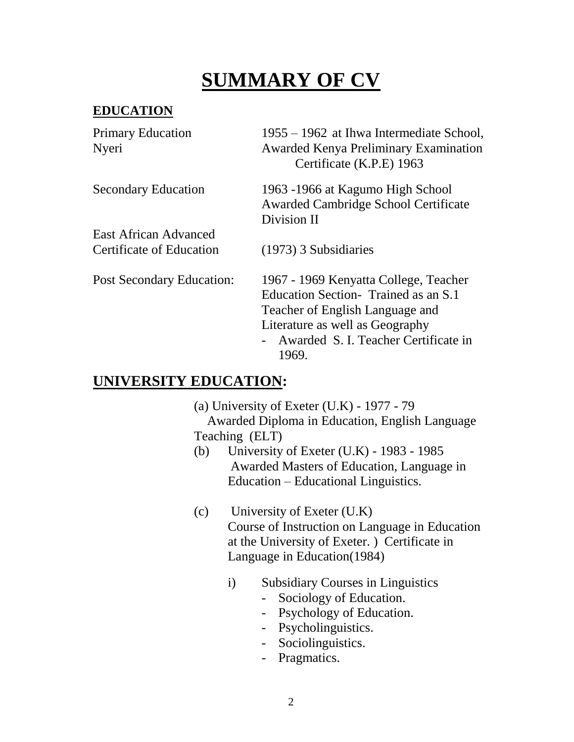# SUMMARY OF CV

## EDUCATION

| | |
|---|---|
| Primary Education Nyeri | 1955 – 1962 at Ihwa Intermediate School, Awarded Kenya Preliminary Examination Certificate (K.P.E) 1963 |
| Secondary Education | 1963 -1966 at Kagumo High School Awarded Cambridge School Certificate Division II |
| East African Advanced Certificate of Education | (1973) 3 Subsidiaries |
| Post Secondary Education: | 1967 - 1969 Kenyatta College, Teacher Education Section- Trained as an S.1 Teacher of English Language and Literature as well as Geography<br>- Awarded S. I. Teacher Certificate in 1969. |

## UNIVERSITY EDUCATION:

(a) University of Exeter (U.K) - 1977 - 79
Awarded Diploma in Education, English Language Teaching (ELT)

(b) University of Exeter (U.K) - 1983 - 1985
Awarded Masters of Education, Language in Education – Educational Linguistics.

(c) University of Exeter (U.K)
Course of Instruction on Language in Education at the University of Exeter. ) Certificate in Language in Education(1984)

i) Subsidiary Courses in Linguistics
- Sociology of Education.
- Psychology of Education.
- Psycholinguistics.
- Sociolinguistics.
- Pragmatics.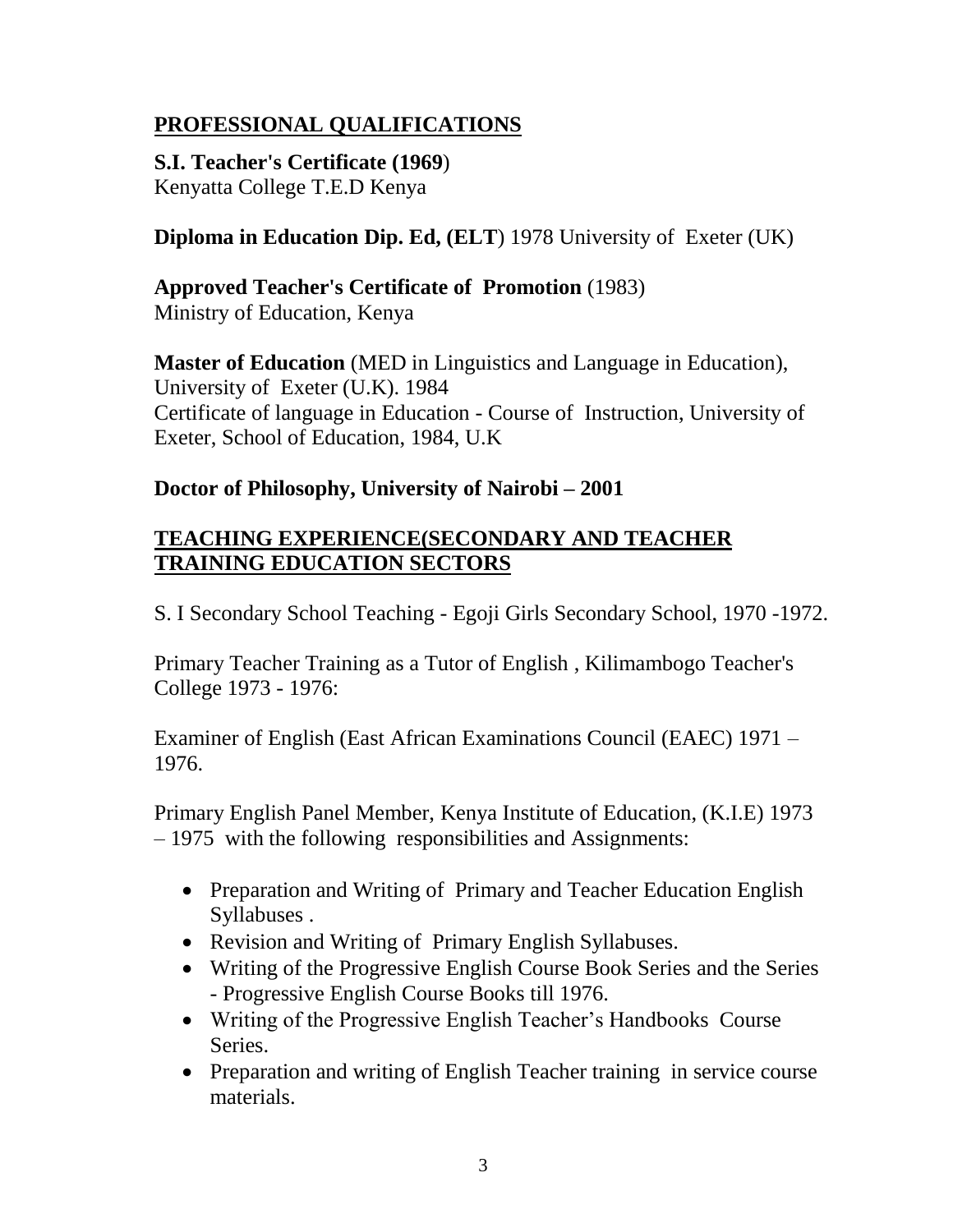## PROFESSIONAL QUALIFICATIONS

**S.I. Teacher's Certificate (1969**)
Kenyatta College T.E.D Kenya

**Diploma in Education Dip. Ed, (ELT**) 1978 University of Exeter (UK)

**Approved Teacher's Certificate of Promotion** (1983)
Ministry of Education, Kenya

**Master of Education** (MED in Linguistics and Language in Education), University of Exeter (U.K). 1984
Certificate of language in Education - Course of Instruction, University of Exeter, School of Education, 1984, U.K

**Doctor of Philosophy, University of Nairobi – 2001**

## TEACHING EXPERIENCE(SECONDARY AND TEACHER TRAINING EDUCATION SECTORS

S. I Secondary School Teaching - Egoji Girls Secondary School, 1970 -1972.

Primary Teacher Training as a Tutor of English , Kilimambogo Teacher's College 1973 - 1976:

Examiner of English (East African Examinations Council (EAEC) 1971 – 1976.

Primary English Panel Member, Kenya Institute of Education, (K.I.E) 1973 – 1975 with the following responsibilities and Assignments:

- Preparation and Writing of Primary and Teacher Education English Syllabuses .
- Revision and Writing of Primary English Syllabuses.
- Writing of the Progressive English Course Book Series and the Series - Progressive English Course Books till 1976.
- Writing of the Progressive English Teacher's Handbooks Course Series.
- Preparation and writing of English Teacher training in service course materials.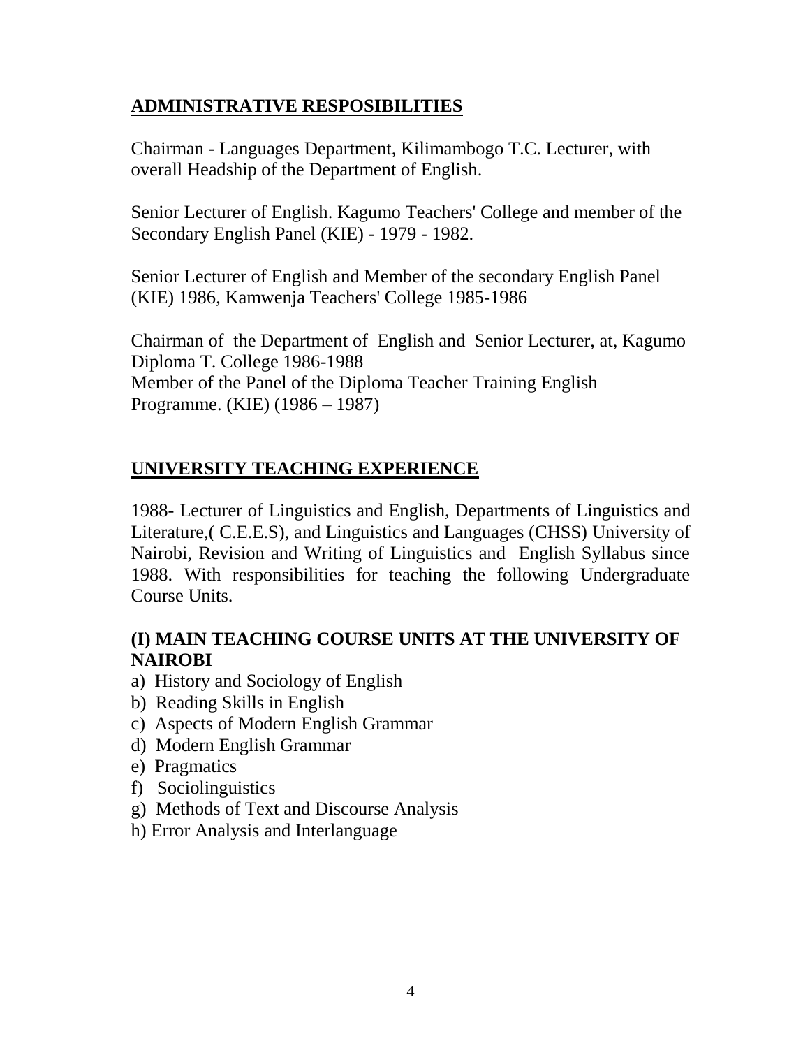## ADMINISTRATIVE RESPOSIBILITIES

Chairman - Languages Department, Kilimambogo T.C. Lecturer, with overall Headship of the Department of English.

Senior Lecturer of English. Kagumo Teachers' College and member of the Secondary English Panel (KIE) - 1979 - 1982.

Senior Lecturer of English and Member of the secondary English Panel (KIE) 1986, Kamwenja Teachers' College 1985-1986

Chairman of the Department of English and Senior Lecturer, at, Kagumo Diploma T. College 1986-1988
Member of the Panel of the Diploma Teacher Training English Programme. (KIE) (1986 – 1987)

## UNIVERSITY TEACHING EXPERIENCE

1988- Lecturer of Linguistics and English, Departments of Linguistics and Literature,( C.E.E.S), and Linguistics and Languages (CHSS) University of Nairobi, Revision and Writing of Linguistics and English Syllabus since 1988. With responsibilities for teaching the following Undergraduate Course Units.

### (I) MAIN TEACHING COURSE UNITS AT THE UNIVERSITY OF NAIROBI

a) History and Sociology of English
b) Reading Skills in English
c) Aspects of Modern English Grammar
d) Modern English Grammar
e) Pragmatics
f) Sociolinguistics
g) Methods of Text and Discourse Analysis
h) Error Analysis and Interlanguage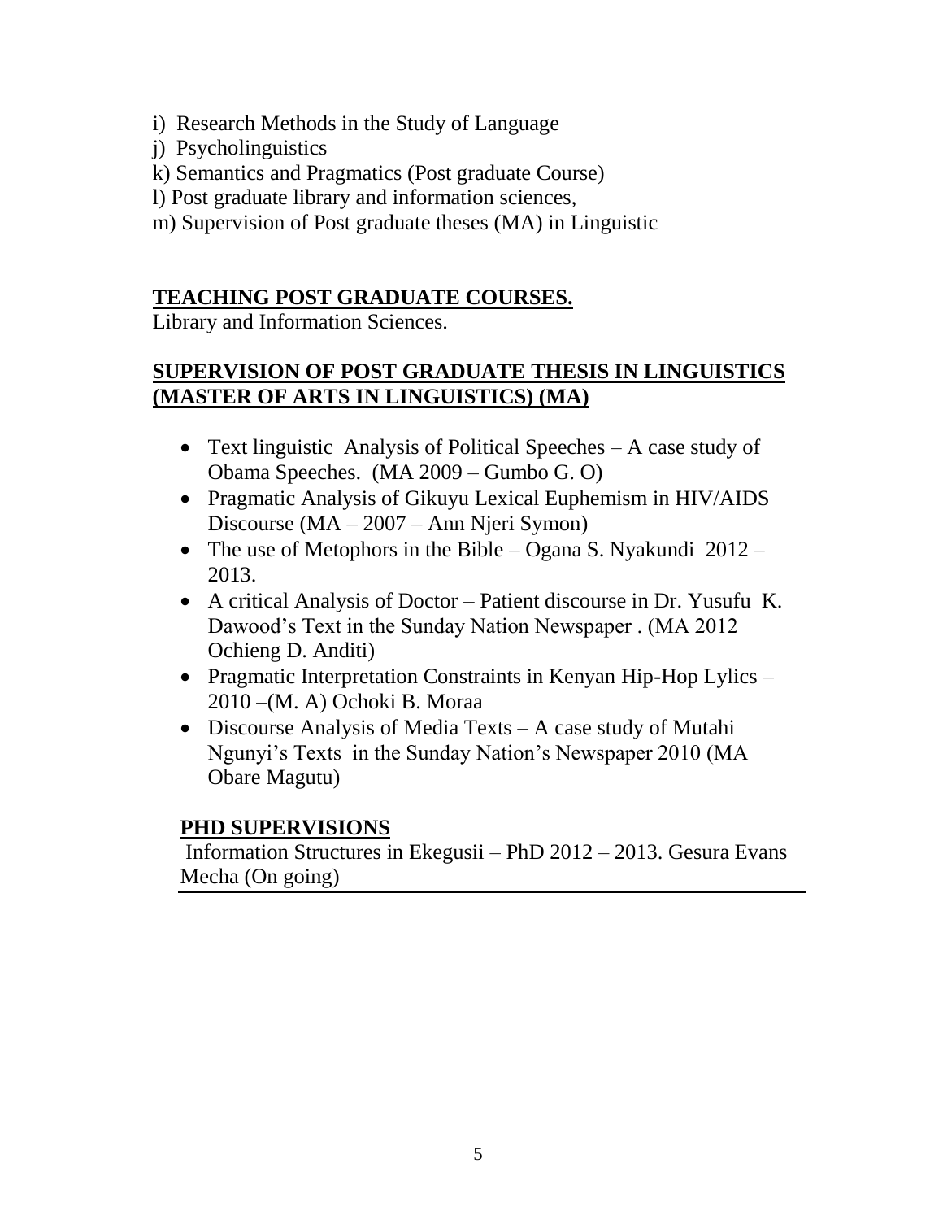i) Research Methods in the Study of Language
j) Psycholinguistics
k) Semantics and Pragmatics (Post graduate Course)
l) Post graduate library and information sciences,
m) Supervision of Post graduate theses (MA) in Linguistic

## TEACHING POST GRADUATE COURSES.

Library and Information Sciences.

## SUPERVISION OF POST GRADUATE THESIS IN LINGUISTICS (MASTER OF ARTS IN LINGUISTICS) (MA)

- Text linguistic Analysis of Political Speeches – A case study of Obama Speeches. (MA 2009 – Gumbo G. O)
- Pragmatic Analysis of Gikuyu Lexical Euphemism in HIV/AIDS Discourse (MA – 2007 – Ann Njeri Symon)
- The use of Metophors in the Bible – Ogana S. Nyakundi 2012 – 2013.
- A critical Analysis of Doctor – Patient discourse in Dr. Yusufu K. Dawood's Text in the Sunday Nation Newspaper . (MA 2012 Ochieng D. Anditi)
- Pragmatic Interpretation Constraints in Kenyan Hip-Hop Lylics – 2010 –(M. A) Ochoki B. Moraa
- Discourse Analysis of Media Texts – A case study of Mutahi Ngunyi's Texts in the Sunday Nation's Newspaper 2010 (MA Obare Magutu)

## PHD SUPERVISIONS

Information Structures in Ekegusii – PhD 2012 – 2013. Gesura Evans Mecha (On going)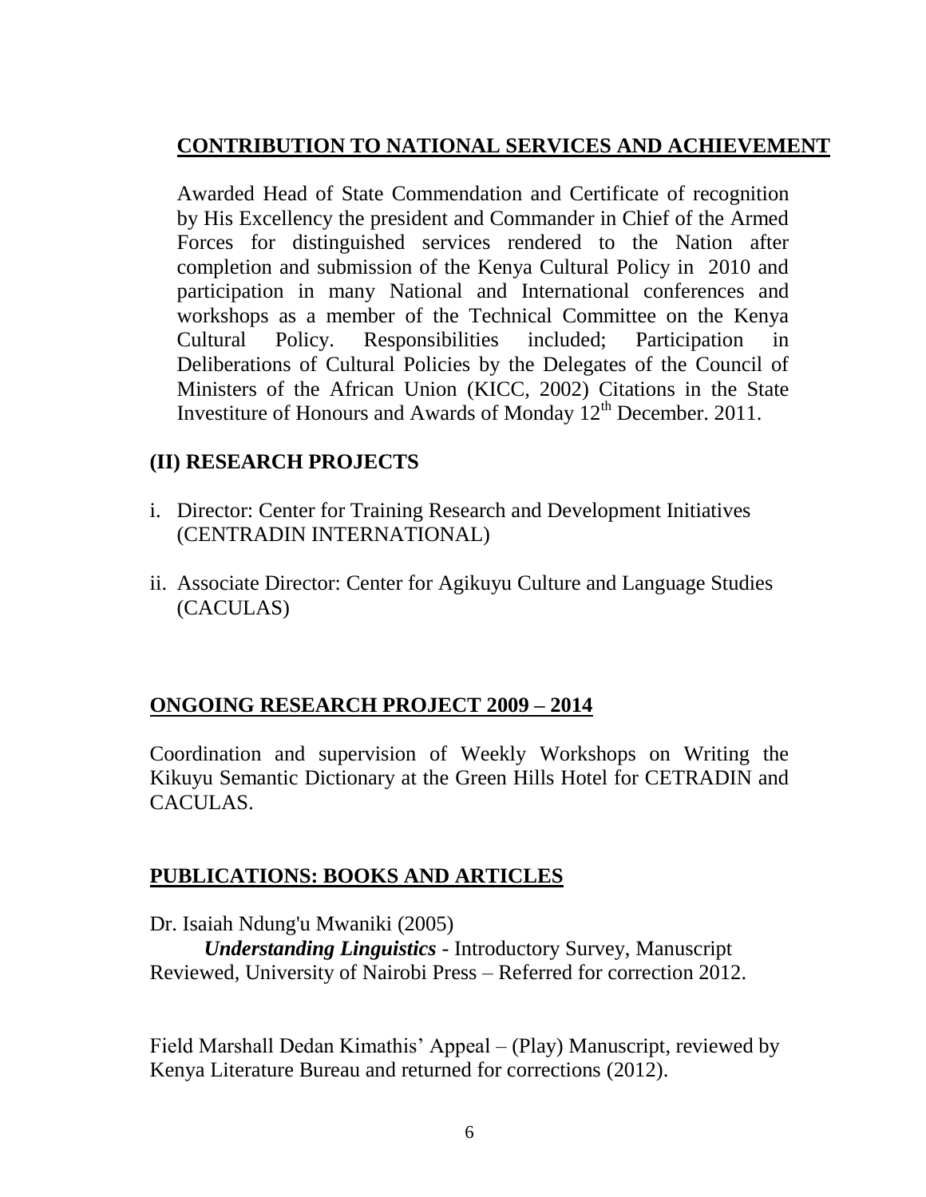## CONTRIBUTION TO NATIONAL SERVICES AND ACHIEVEMENT

Awarded Head of State Commendation and Certificate of recognition by His Excellency the president and Commander in Chief of the Armed Forces for distinguished services rendered to the Nation after completion and submission of the Kenya Cultural Policy in 2010 and participation in many National and International conferences and workshops as a member of the Technical Committee on the Kenya Cultural Policy. Responsibilities included; Participation in Deliberations of Cultural Policies by the Delegates of the Council of Ministers of the African Union (KICC, 2002) Citations in the State Investiture of Honours and Awards of Monday 12th December. 2011.

## (II) RESEARCH PROJECTS

i. Director: Center for Training Research and Development Initiatives (CENTRADIN INTERNATIONAL)

ii. Associate Director: Center for Agikuyu Culture and Language Studies (CACULAS)

## ONGOING RESEARCH PROJECT 2009 – 2014

Coordination and supervision of Weekly Workshops on Writing the Kikuyu Semantic Dictionary at the Green Hills Hotel for CETRADIN and CACULAS.

## PUBLICATIONS: BOOKS AND ARTICLES

Dr. Isaiah Ndung'u Mwaniki (2005)
***Understanding Linguistics*** - Introductory Survey, Manuscript Reviewed, University of Nairobi Press – Referred for correction 2012.

Field Marshall Dedan Kimathis' Appeal – (Play) Manuscript, reviewed by Kenya Literature Bureau and returned for corrections (2012).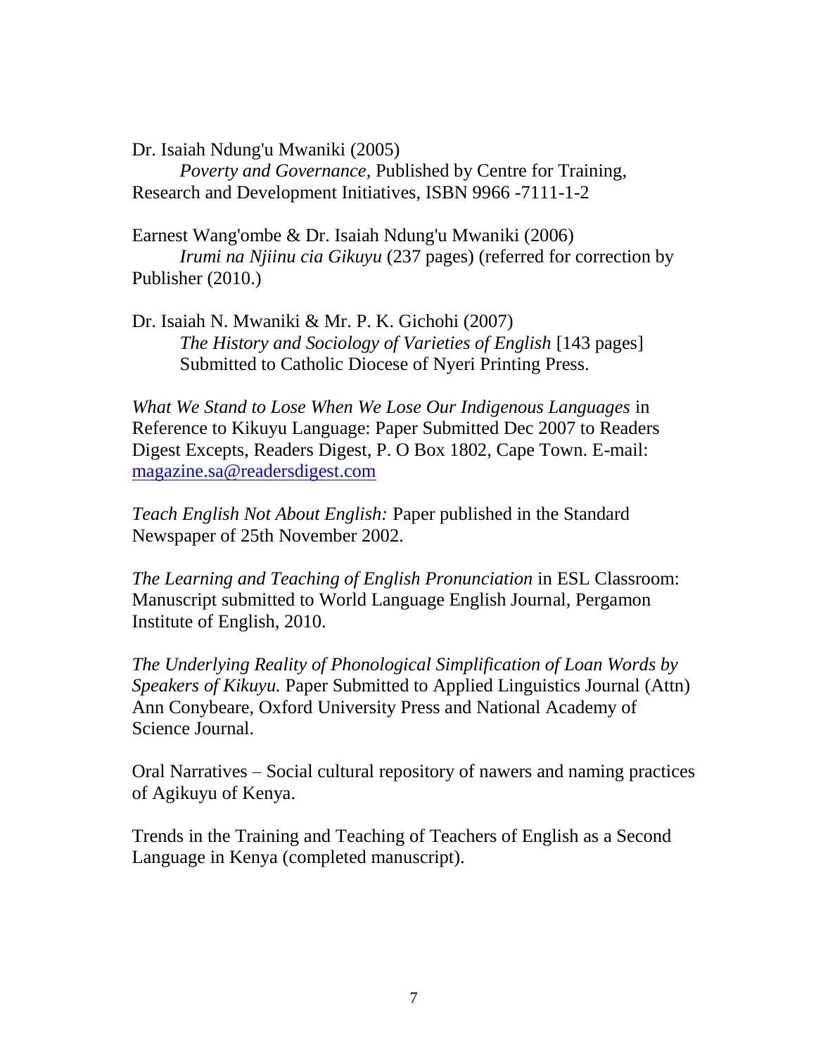Dr. Isaiah Ndung'u Mwaniki (2005)

*Poverty and Governance*, Published by Centre for Training, Research and Development Initiatives, ISBN 9966 -7111-1-2

Earnest Wang'ombe & Dr. Isaiah Ndung'u Mwaniki (2006)

*Irumi na Njiinu cia Gikuyu* (237 pages) (referred for correction by Publisher (2010.)

Dr. Isaiah N. Mwaniki & Mr. P. K. Gichohi (2007)

*The History and Sociology of Varieties of English* [143 pages] Submitted to Catholic Diocese of Nyeri Printing Press.

*What We Stand to Lose When We Lose Our Indigenous Languages* in Reference to Kikuyu Language: Paper Submitted Dec 2007 to Readers Digest Excepts, Readers Digest, P. O Box 1802, Cape Town. E-mail: magazine.sa@readersdigest.com

*Teach English Not About English:* Paper published in the Standard Newspaper of 25th November 2002.

*The Learning and Teaching of English Pronunciation* in ESL Classroom: Manuscript submitted to World Language English Journal, Pergamon Institute of English, 2010.

*The Underlying Reality of Phonological Simplification of Loan Words by Speakers of Kikuyu.* Paper Submitted to Applied Linguistics Journal (Attn) Ann Conybeare, Oxford University Press and National Academy of Science Journal.

Oral Narratives – Social cultural repository of nawers and naming practices of Agikuyu of Kenya.

Trends in the Training and Teaching of Teachers of English as a Second Language in Kenya (completed manuscript).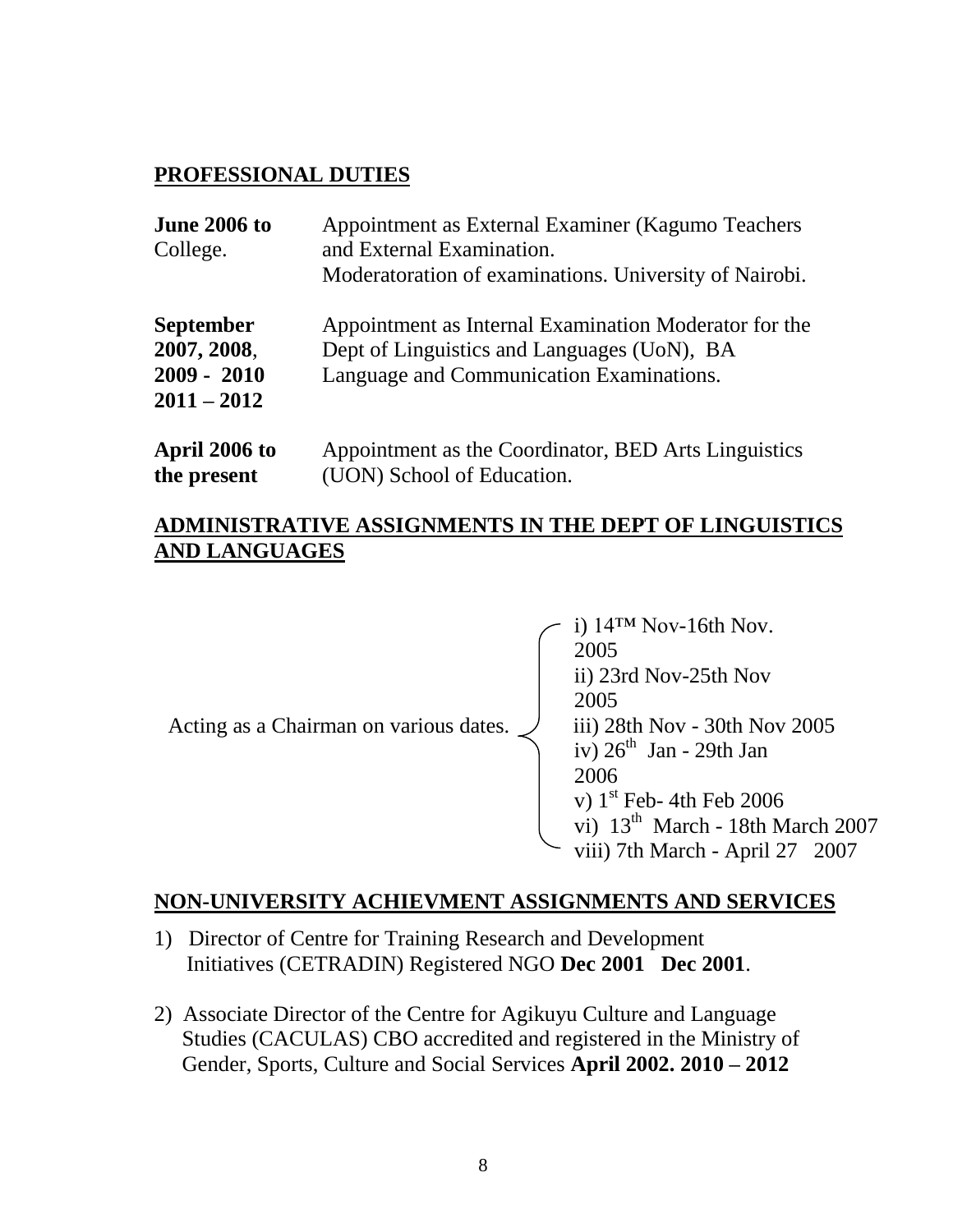## PROFESSIONAL DUTIES

| | |
|---|---|
| **June 2006 to** College. | Appointment as External Examiner (Kagumo Teachers and External Examination. Moderatoration of examinations. University of Nairobi. |
| **September 2007, 2008**, **2009 - 2010** **2011 – 2012** | Appointment as Internal Examination Moderator for the Dept of Linguistics and Languages (UoN), BA Language and Communication Examinations. |
| **April 2006 to the present** | Appointment as the Coordinator, BED Arts Linguistics (UON) School of Education. |

## ADMINISTRATIVE ASSIGNMENTS IN THE DEPT OF LINGUISTICS AND LANGUAGES

Acting as a Chairman on various dates.

- i) 14™ Nov-16th Nov. 2005
- ii) 23rd Nov-25th Nov 2005
- iii) 28th Nov - 30th Nov 2005
- iv) 26th Jan - 29th Jan 2006
- v) 1st Feb- 4th Feb 2006
- vi) 13th March - 18th March 2007
- viii) 7th March - April 27 2007

## NON-UNIVERSITY ACHIEVMENT ASSIGNMENTS AND SERVICES

1) Director of Centre for Training Research and Development Initiatives (CETRADIN) Registered NGO **Dec 2001 Dec 2001**.

2) Associate Director of the Centre for Agikuyu Culture and Language Studies (CACULAS) CBO accredited and registered in the Ministry of Gender, Sports, Culture and Social Services **April 2002. 2010 – 2012**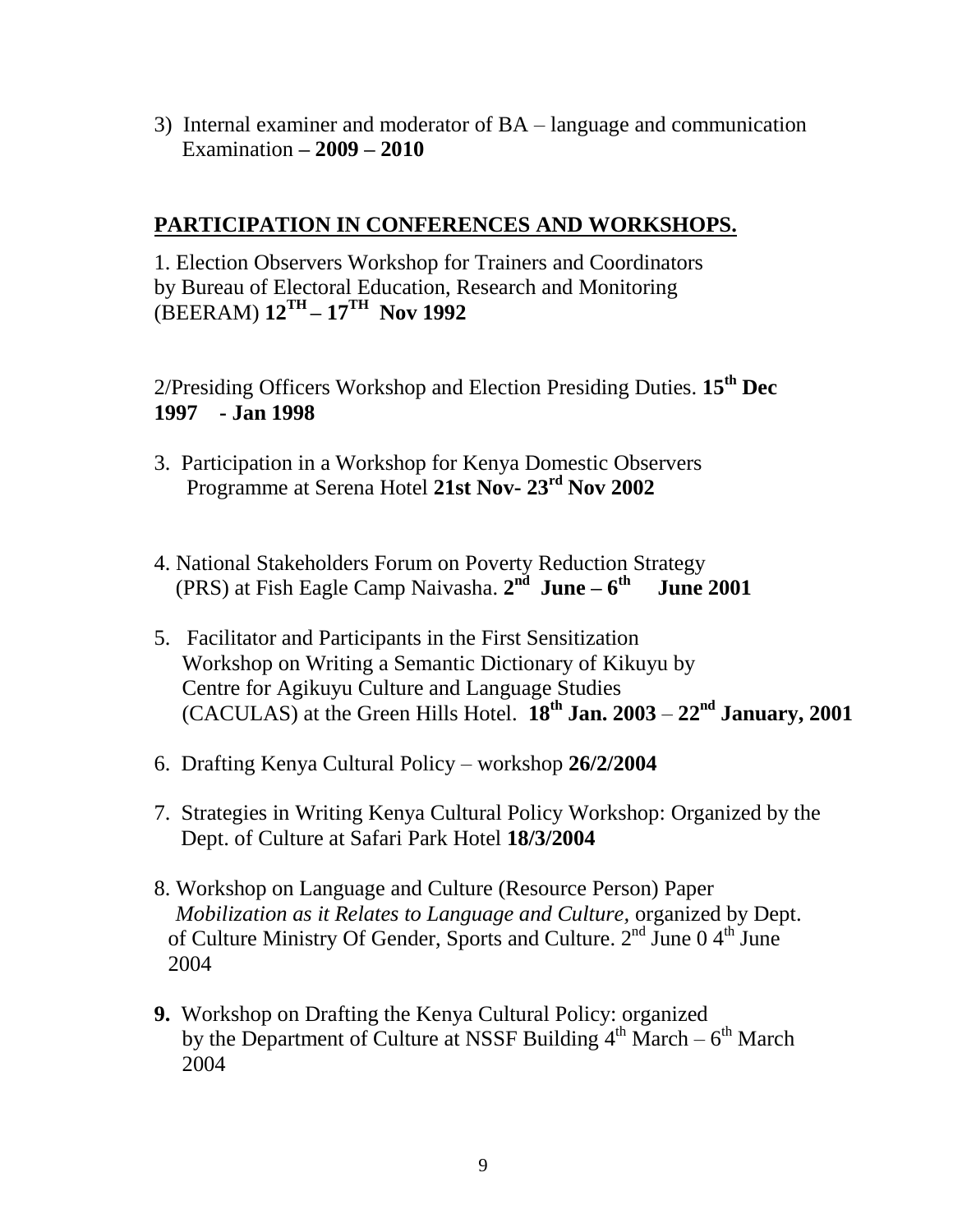3) Internal examiner and moderator of BA – language and communication Examination **– 2009 – 2010**

## PARTICIPATION IN CONFERENCES AND WORKSHOPS.

1. Election Observers Workshop for Trainers and Coordinators by Bureau of Electoral Education, Research and Monitoring (BEERAM) **12TH – 17TH Nov 1992**

2/Presiding Officers Workshop and Election Presiding Duties. **15th Dec 1997 - Jan 1998**

3. Participation in a Workshop for Kenya Domestic Observers Programme at Serena Hotel **21st Nov- 23rd Nov 2002**

4. National Stakeholders Forum on Poverty Reduction Strategy (PRS) at Fish Eagle Camp Naivasha. **2nd June – 6th June 2001**

5. Facilitator and Participants in the First Sensitization Workshop on Writing a Semantic Dictionary of Kikuyu by Centre for Agikuyu Culture and Language Studies (CACULAS) at the Green Hills Hotel. **18th Jan. 2003** – **22nd January, 2001**

6. Drafting Kenya Cultural Policy – workshop **26/2/2004**

7. Strategies in Writing Kenya Cultural Policy Workshop: Organized by the Dept. of Culture at Safari Park Hotel **18/3/2004**

8. Workshop on Language and Culture (Resource Person) Paper *Mobilization as it Relates to Language and Culture,* organized by Dept. of Culture Ministry Of Gender, Sports and Culture. 2nd June 0 4th June 2004

**9.** Workshop on Drafting the Kenya Cultural Policy: organized by the Department of Culture at NSSF Building 4th March – 6th March 2004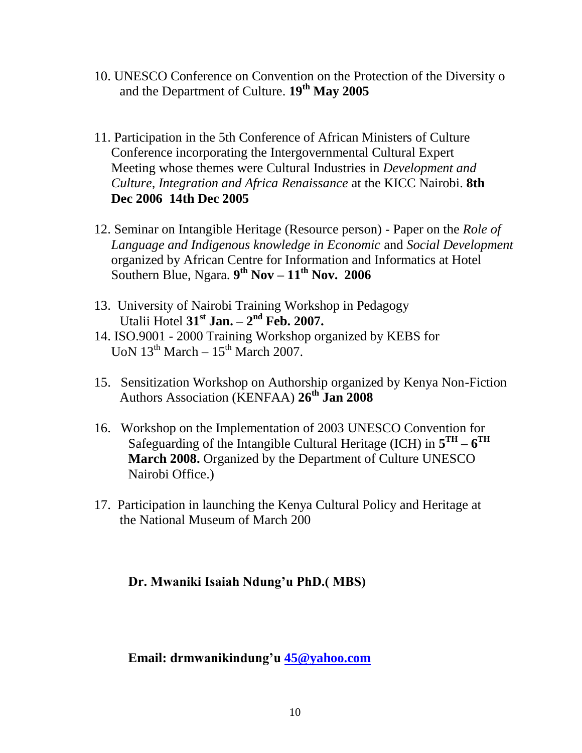10. UNESCO Conference on Convention on the Protection of the Diversity o and the Department of Culture. **19th May 2005**

11. Participation in the 5th Conference of African Ministers of Culture Conference incorporating the Intergovernmental Cultural Expert Meeting whose themes were Cultural Industries in *Development and Culture, Integration and Africa Renaissance* at the KICC Nairobi. **8th Dec 2006 14th Dec 2005**

12. Seminar on Intangible Heritage (Resource person) - Paper on the *Role of Language and Indigenous knowledge in Economic* and *Social Development* organized by African Centre for Information and Informatics at Hotel Southern Blue, Ngara. **9th Nov – 11th Nov. 2006**

13. University of Nairobi Training Workshop in Pedagogy Utalii Hotel **31st Jan. – 2nd Feb. 2007.**

14. ISO.9001 - 2000 Training Workshop organized by KEBS for UoN 13th March – 15th March 2007.

15. Sensitization Workshop on Authorship organized by Kenya Non-Fiction Authors Association (KENFAA) **26th Jan 2008**

16. Workshop on the Implementation of 2003 UNESCO Convention for Safeguarding of the Intangible Cultural Heritage (ICH) in **5TH – 6TH March 2008.** Organized by the Department of Culture UNESCO Nairobi Office.)

17. Participation in launching the Kenya Cultural Policy and Heritage at the National Museum of March 200

**Dr. Mwaniki Isaiah Ndung'u PhD.( MBS)**

**Email: drmwanikindung'u 45@yahoo.com**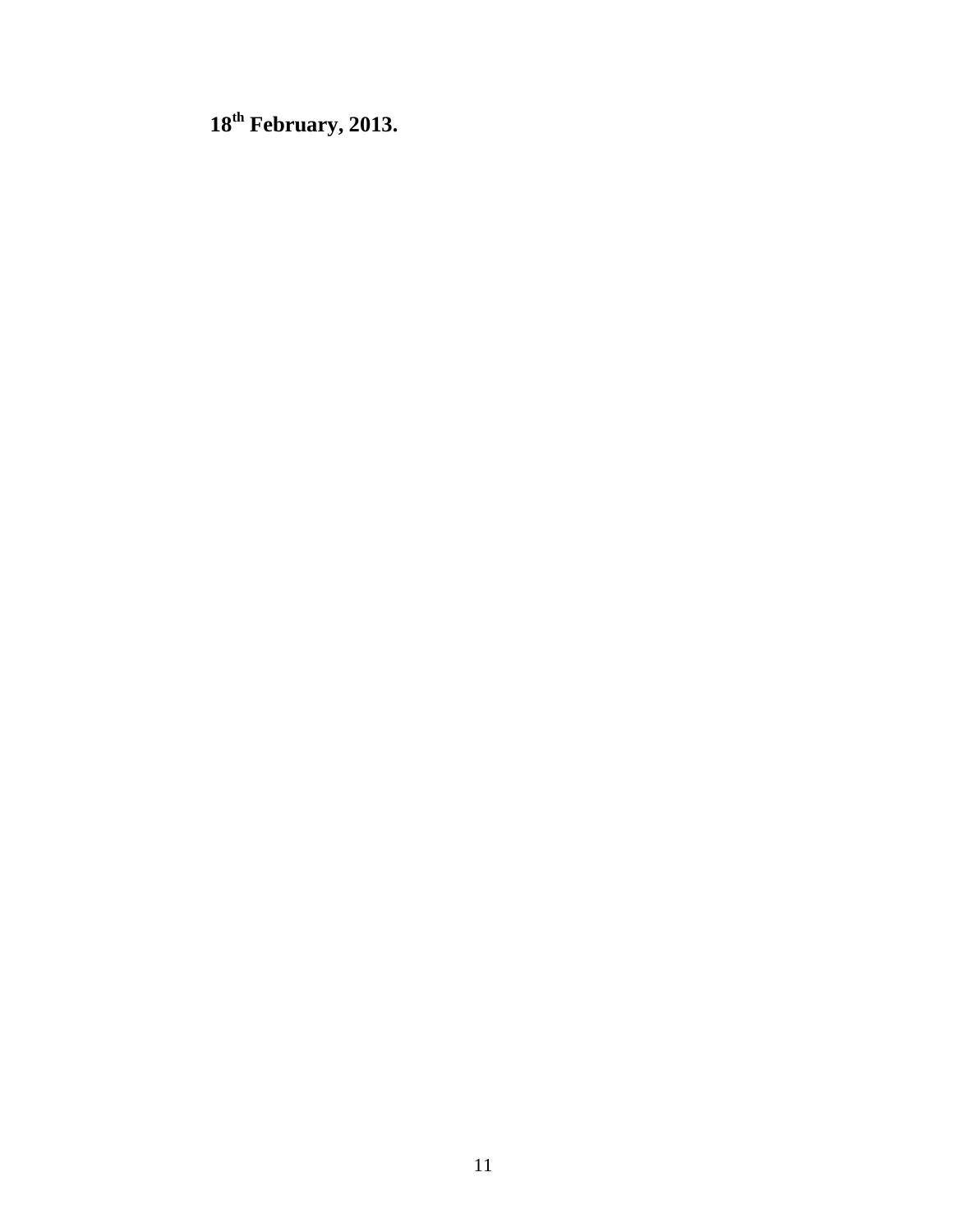**18th February, 2013.**